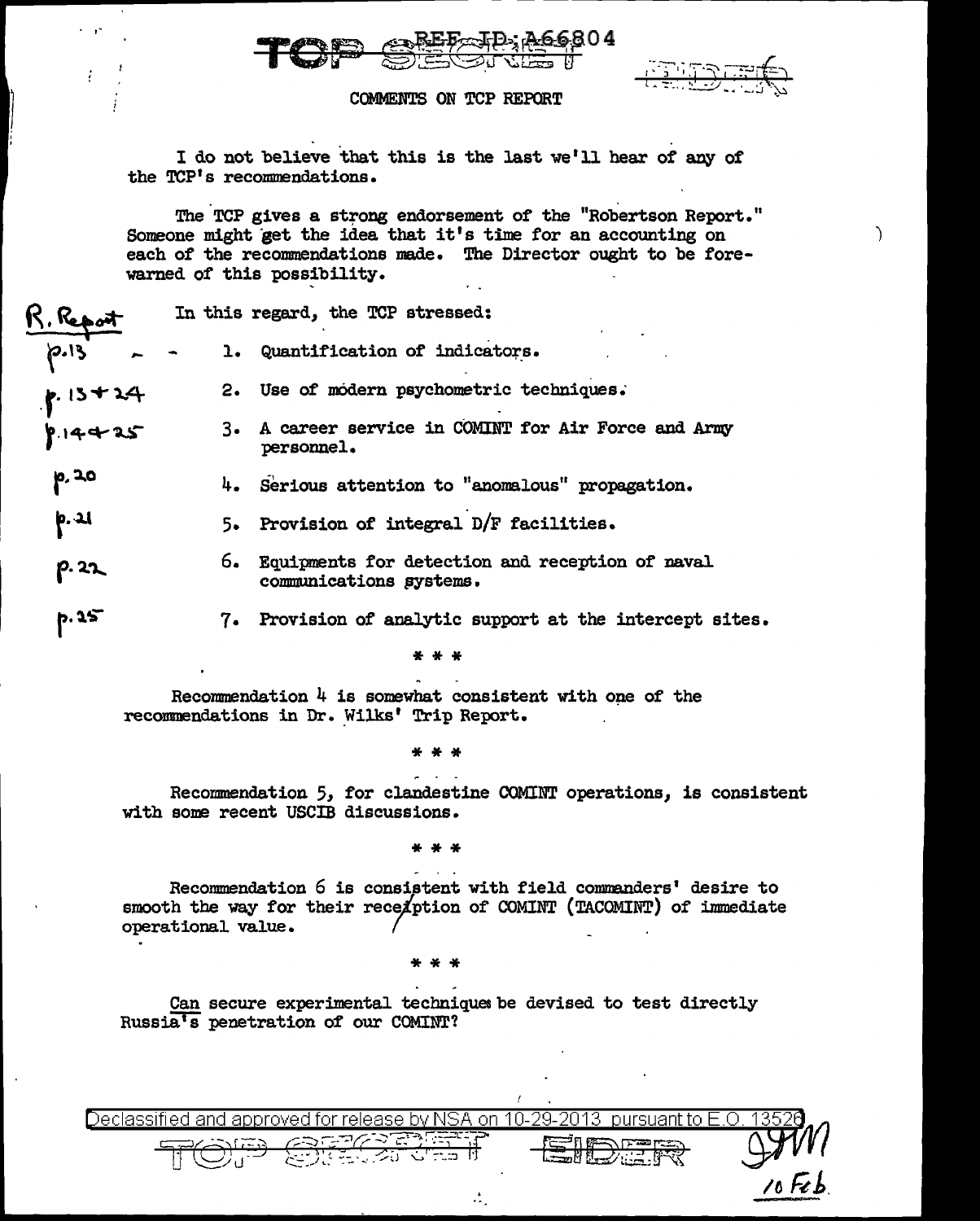TOP SECRET REF ID:A66804 EIDER

# COMMENTS ON TCP REPORT

I do not believe that this is the last we'll hear of any of the TCP's recommendations.

The TCP gives a strong endorsement of the "Robertson Report." Someone might get the idea that it's time for an accounting on each of the recommendations made. The Director ought to be forewarned of this possibility.

In this regard, the TCP stressed:

| R. Report | |
|---|---|
| p.13 | 1. Quantification of indicators. |
| p.13 + 24 | 2. Use of modern psychometric techniques. |
| p.14 + 25 | 3. A career service in COMINT for Air Force and Army personnel. |
| p.20 | 4. Serious attention to "anomalous" propagation. |
| p.21 | 5. Provision of integral D/F facilities. |
| p.22 | 6. Equipments for detection and reception of naval communications systems. |
| p.25 | 7. Provision of analytic support at the intercept sites. |

\* \* \*

Recommendation 4 is somewhat consistent with one of the recommendations in Dr. Wilks' Trip Report.

\* \* \*

Recommendation 5, for clandestine COMINT operations, is consistent with some recent USCIB discussions.

\* \* \*

Recommendation 6 is consistent with field commanders' desire to smooth the way for their reception of COMINT (TACOMINT) of immediate operational value.

\* \* \*

Can secure experimental techniques be devised to test directly Russia's penetration of our COMINT?

Declassified and approved for release by NSA on 10-29-2013 pursuant to E.O. 13526

TOP SECRET EIDER

SHM
10 Feb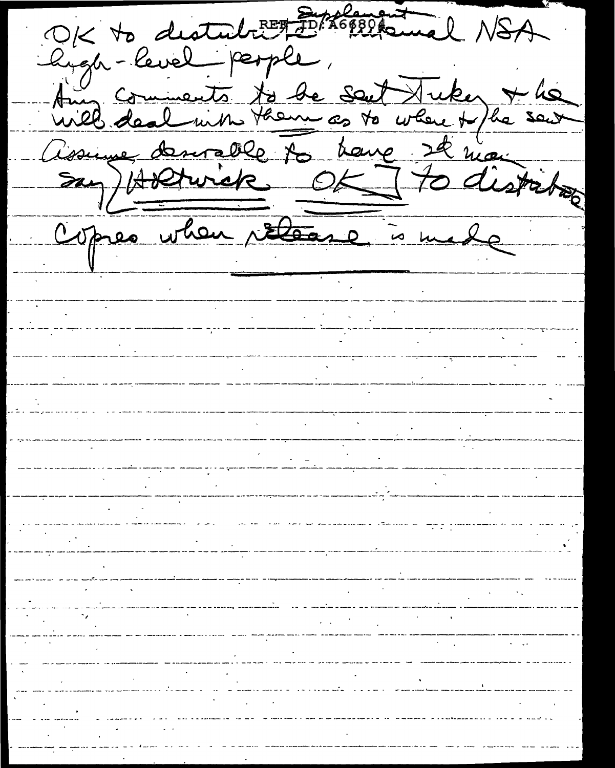OK to distribute ~~internal~~ Supplement NSA high-level people,

Any comments to be sent Tukey & he will deal with them as to where to be sent

Assume desirable to have 2d man say [Holtwick OK] to distribute

Copies when release is made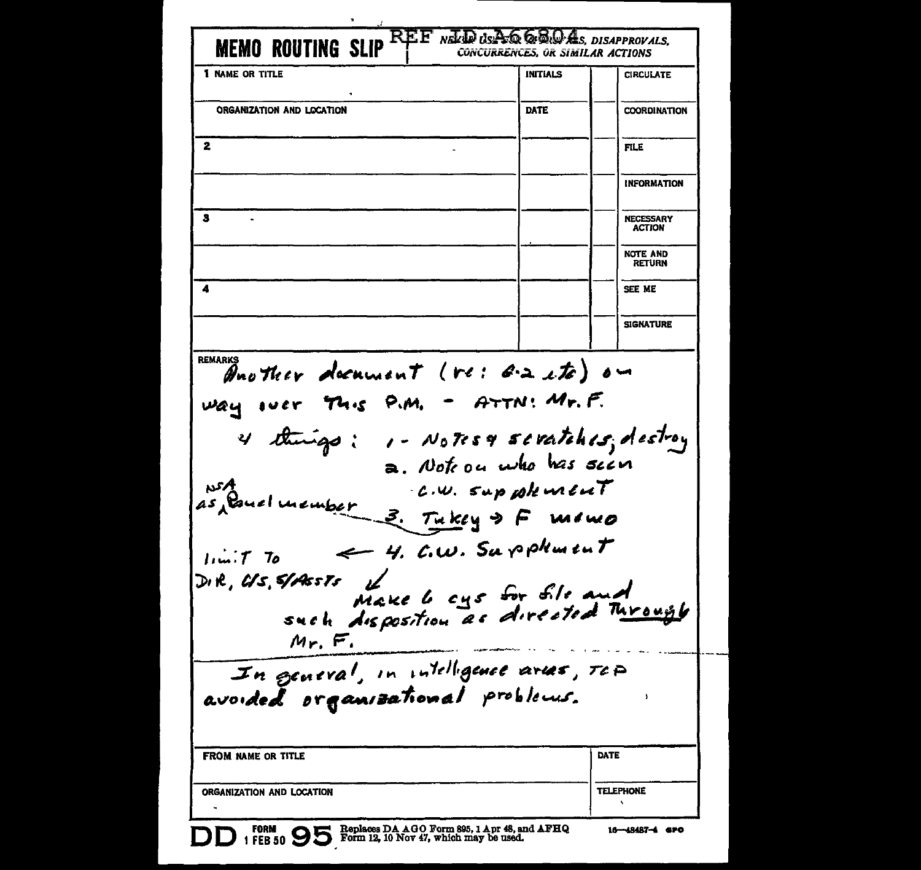# MEMO ROUTING SLIP

REF ID:A66804

NEVER USE FOR APPROVALS, DISAPPROVALS, CONCURRENCES, OR SIMILAR ACTIONS

| NAME OR TITLE | INITIALS | | CIRCULATE |
|---|---|---|---|
| 1 | | | |
| ORGANIZATION AND LOCATION | DATE | | COORDINATION |
| 2 | | | FILE |
| | | | INFORMATION |
| 3 | | | NECESSARY ACTION |
| | | | NOTE AND RETURN |
| 4 | | | SEE ME |
| | | | SIGNATURE |

REMARKS

Another document (re: 6.2 etc) on way over This P.M. - ATTN: Mr. F.

4 things: 1- Notes & scratches; destroy

2. Note on who has seen C.W. supplement as NSA Panel member

3. Tukey → F memo

4. C.W. Supplement ← limit To DIR, C/S, S/Assts

Make 6 cys for file and such disposition as directed through Mr. F.

In general, in intelligence areas, TCP avoided organizational problems.

| FROM NAME OR TITLE | DATE |
|---|---|
| ORGANIZATION AND LOCATION | TELEPHONE |

DD FORM 1 FEB 50 95 Replaces DA AGO Form 895, 1 Apr 48, and AFHQ Form 12, 10 Nov 47, which may be used.

16—48487-4 GPO